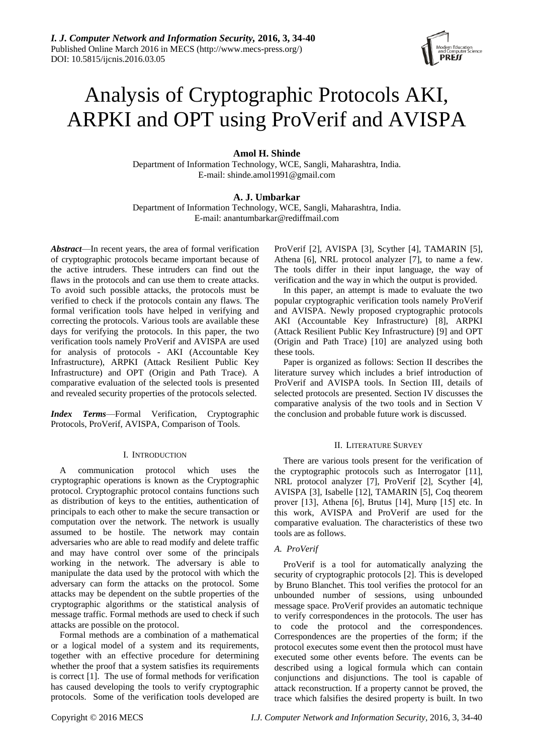# Analysis of Cryptographic Protocols AKI, ARPKI and OPT using ProVerif and AVISPA

**Amol H. Shinde**

Department of Information Technology, WCE, Sangli, Maharashtra, India.
E-mail: shinde.amol1991@gmail.com

**A. J. Umbarkar**

Department of Information Technology, WCE, Sangli, Maharashtra, India.
E-mail: anantumbarkar@rediffmail.com

***Abstract***—In recent years, the area of formal verification of cryptographic protocols became important because of the active intruders. These intruders can find out the flaws in the protocols and can use them to create attacks. To avoid such possible attacks, the protocols must be verified to check if the protocols contain any flaws. The formal verification tools have helped in verifying and correcting the protocols. Various tools are available these days for verifying the protocols. In this paper, the two verification tools namely ProVerif and AVISPA are used for analysis of protocols - AKI (Accountable Key Infrastructure), ARPKI (Attack Resilient Public Key Infrastructure) and OPT (Origin and Path Trace). A comparative evaluation of the selected tools is presented and revealed security properties of the protocols selected.

***Index Terms***—Formal Verification, Cryptographic Protocols, ProVerif, AVISPA, Comparison of Tools.

## I. Introduction

A communication protocol which uses the cryptographic operations is known as the Cryptographic protocol. Cryptographic protocol contains functions such as distribution of keys to the entities, authentication of principals to each other to make the secure transaction or computation over the network. The network is usually assumed to be hostile. The network may contain adversaries who are able to read modify and delete traffic and may have control over some of the principals working in the network. The adversary is able to manipulate the data used by the protocol with which the adversary can form the attacks on the protocol. Some attacks may be dependent on the subtle properties of the cryptographic algorithms or the statistical analysis of message traffic. Formal methods are used to check if such attacks are possible on the protocol.

Formal methods are a combination of a mathematical or a logical model of a system and its requirements, together with an effective procedure for determining whether the proof that a system satisfies its requirements is correct [1]. The use of formal methods for verification has caused developing the tools to verify cryptographic protocols. Some of the verification tools developed are ProVerif [2], AVISPA [3], Scyther [4], TAMARIN [5], Athena [6], NRL protocol analyzer [7], to name a few. The tools differ in their input language, the way of verification and the way in which the output is provided.

In this paper, an attempt is made to evaluate the two popular cryptographic verification tools namely ProVerif and AVISPA. Newly proposed cryptographic protocols AKI (Accountable Key Infrastructure) [8], ARPKI (Attack Resilient Public Key Infrastructure) [9] and OPT (Origin and Path Trace) [10] are analyzed using both these tools.

Paper is organized as follows: Section II describes the literature survey which includes a brief introduction of ProVerif and AVISPA tools. In Section III, details of selected protocols are presented. Section IV discusses the comparative analysis of the two tools and in Section V the conclusion and probable future work is discussed.

## II. Literature Survey

There are various tools present for the verification of the cryptographic protocols such as Interrogator [11], NRL protocol analyzer [7], ProVerif [2], Scyther [4], AVISPA [3], Isabelle [12], TAMARIN [5], Coq theorem prover [13], Athena [6], Brutus [14], Murφ [15] etc. In this work, AVISPA and ProVerif are used for the comparative evaluation. The characteristics of these two tools are as follows.

### *A. ProVerif*

ProVerif is a tool for automatically analyzing the security of cryptographic protocols [2]. This is developed by Bruno Blanchet. This tool verifies the protocol for an unbounded number of sessions, using unbounded message space. ProVerif provides an automatic technique to verify correspondences in the protocols. The user has to code the protocol and the correspondences. Correspondences are the properties of the form; if the protocol executes some event then the protocol must have executed some other events before. The events can be described using a logical formula which can contain conjunctions and disjunctions. The tool is capable of attack reconstruction. If a property cannot be proved, the trace which falsifies the desired property is built. In two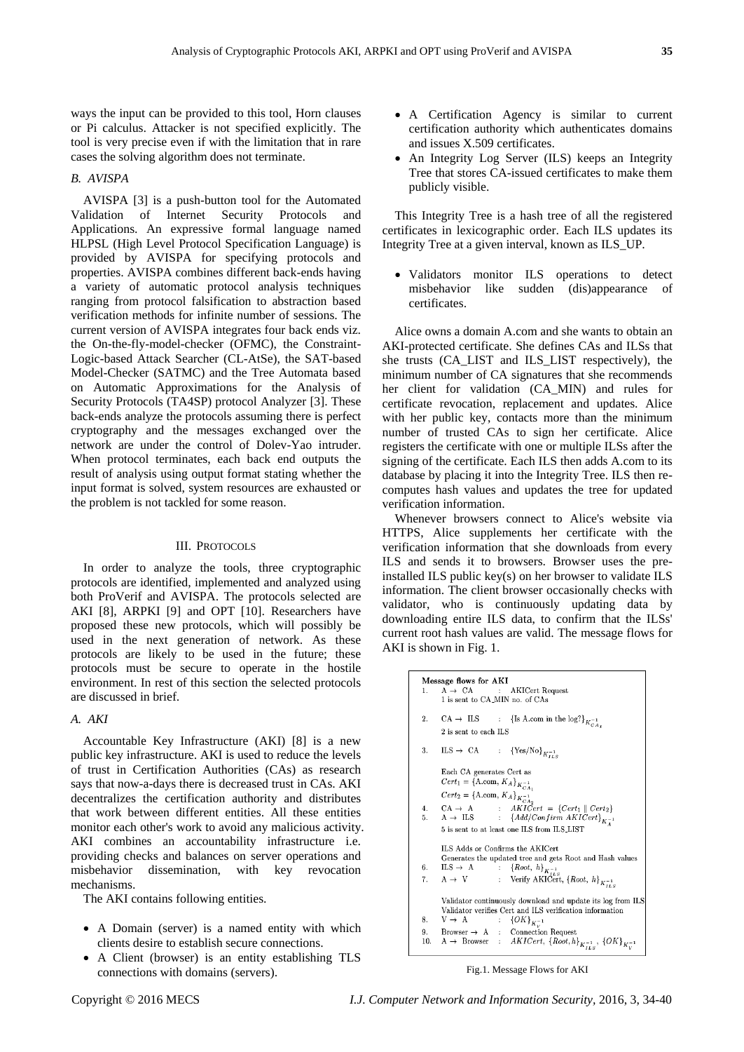ways the input can be provided to this tool, Horn clauses or Pi calculus. Attacker is not specified explicitly. The tool is very precise even if with the limitation that in rare cases the solving algorithm does not terminate.

### *B. AVISPA*

AVISPA [3] is a push-button tool for the Automated Validation of Internet Security Protocols and Applications. An expressive formal language named HLPSL (High Level Protocol Specification Language) is provided by AVISPA for specifying protocols and properties. AVISPA combines different back-ends having a variety of automatic protocol analysis techniques ranging from protocol falsification to abstraction based verification methods for infinite number of sessions. The current version of AVISPA integrates four back ends viz. the On-the-fly-model-checker (OFMC), the Constraint-Logic-based Attack Searcher (CL-AtSe), the SAT-based Model-Checker (SATMC) and the Tree Automata based on Automatic Approximations for the Analysis of Security Protocols (TA4SP) protocol Analyzer [3]. These back-ends analyze the protocols assuming there is perfect cryptography and the messages exchanged over the network are under the control of Dolev-Yao intruder. When protocol terminates, each back end outputs the result of analysis using output format stating whether the input format is solved, system resources are exhausted or the problem is not tackled for some reason.

## III. PROTOCOLS

In order to analyze the tools, three cryptographic protocols are identified, implemented and analyzed using both ProVerif and AVISPA. The protocols selected are AKI [8], ARPKI [9] and OPT [10]. Researchers have proposed these new protocols, which will possibly be used in the next generation of network. As these protocols are likely to be used in the future; these protocols must be secure to operate in the hostile environment. In rest of this section the selected protocols are discussed in brief.

### *A. AKI*

Accountable Key Infrastructure (AKI) [8] is a new public key infrastructure. AKI is used to reduce the levels of trust in Certification Authorities (CAs) as research says that now-a-days there is decreased trust in CAs. AKI decentralizes the certification authority and distributes that work between different entities. All these entities monitor each other's work to avoid any malicious activity. AKI combines an accountability infrastructure i.e. providing checks and balances on server operations and misbehavior dissemination, with key revocation mechanisms.

The AKI contains following entities.

- A Domain (server) is a named entity with which clients desire to establish secure connections.
- A Client (browser) is an entity establishing TLS connections with domains (servers).
- A Certification Agency is similar to current certification authority which authenticates domains and issues X.509 certificates.
- An Integrity Log Server (ILS) keeps an Integrity Tree that stores CA-issued certificates to make them publicly visible.

This Integrity Tree is a hash tree of all the registered certificates in lexicographic order. Each ILS updates its Integrity Tree at a given interval, known as ILS_UP.

- Validators monitor ILS operations to detect misbehavior like sudden (dis)appearance of certificates.

Alice owns a domain A.com and she wants to obtain an AKI-protected certificate. She defines CAs and ILSs that she trusts (CA_LIST and ILS_LIST respectively), the minimum number of CA signatures that she recommends her client for validation (CA_MIN) and rules for certificate revocation, replacement and updates. Alice with her public key, contacts more than the minimum number of trusted CAs to sign her certificate. Alice registers the certificate with one or multiple ILSs after the signing of the certificate. Each ILS then adds A.com to its database by placing it into the Integrity Tree. ILS then re-computes hash values and updates the tree for updated verification information.

Whenever browsers connect to Alice's website via HTTPS, Alice supplements her certificate with the verification information that she downloads from every ILS and sends it to browsers. Browser uses the pre-installed ILS public key(s) on her browser to validate ILS information. The client browser occasionally checks with validator, who is continuously updating data by downloading entire ILS data, to confirm that the ILSs' current root hash values are valid. The message flows for AKI is shown in Fig. 1.

**Message flows for AKI**

1. A → CA : AKICert Request
   1 is sent to CA_MIN no. of CAs
2. CA → ILS : $\{\text{Is A.com in the log?}\}_{K^{-1}_{CA_1}}$
   2 is sent to each ILS
3. ILS → CA : $\{\text{Yes/No}\}_{K^{-1}_{ILS}}$

   Each CA generates Cert as
   $Cert_1 = \{\text{A.com}, K_A\}_{K^{-1}_{CA_1}}$
   $Cert_2 = \{\text{A.com}, K_A\}_{K^{-1}_{CA_2}}$
4. CA → A : $AKICert = \{Cert_1 \| Cert_2\}$
5. A → ILS : $\{Add/Confirm\ AKICert\}_{K^{-1}_A}$
   5 is sent to at least one ILS from ILS_LIST

   ILS Adds or Confirms the AKICert
   Generates the updated tree and gets Root and Hash values
6. ILS → A : $\{Root,\ h\}_{K^{-1}_{ILS}}$
7. A → V : Verify AKICert, $\{Root,\ h\}_{K^{-1}_{ILS}}$

   Validator continuously download and update its log from ILS
   Validator verifies Cert and ILS verification information
8. V → A : $\{OK\}_{K^{-1}_V}$
9. Browser → A : Connection Request
10. A → Browser : $AKICert,\ \{Root, h\}_{K^{-1}_{ILS}},\ \{OK\}_{K^{-1}_V}$

Fig.1. Message Flows for AKI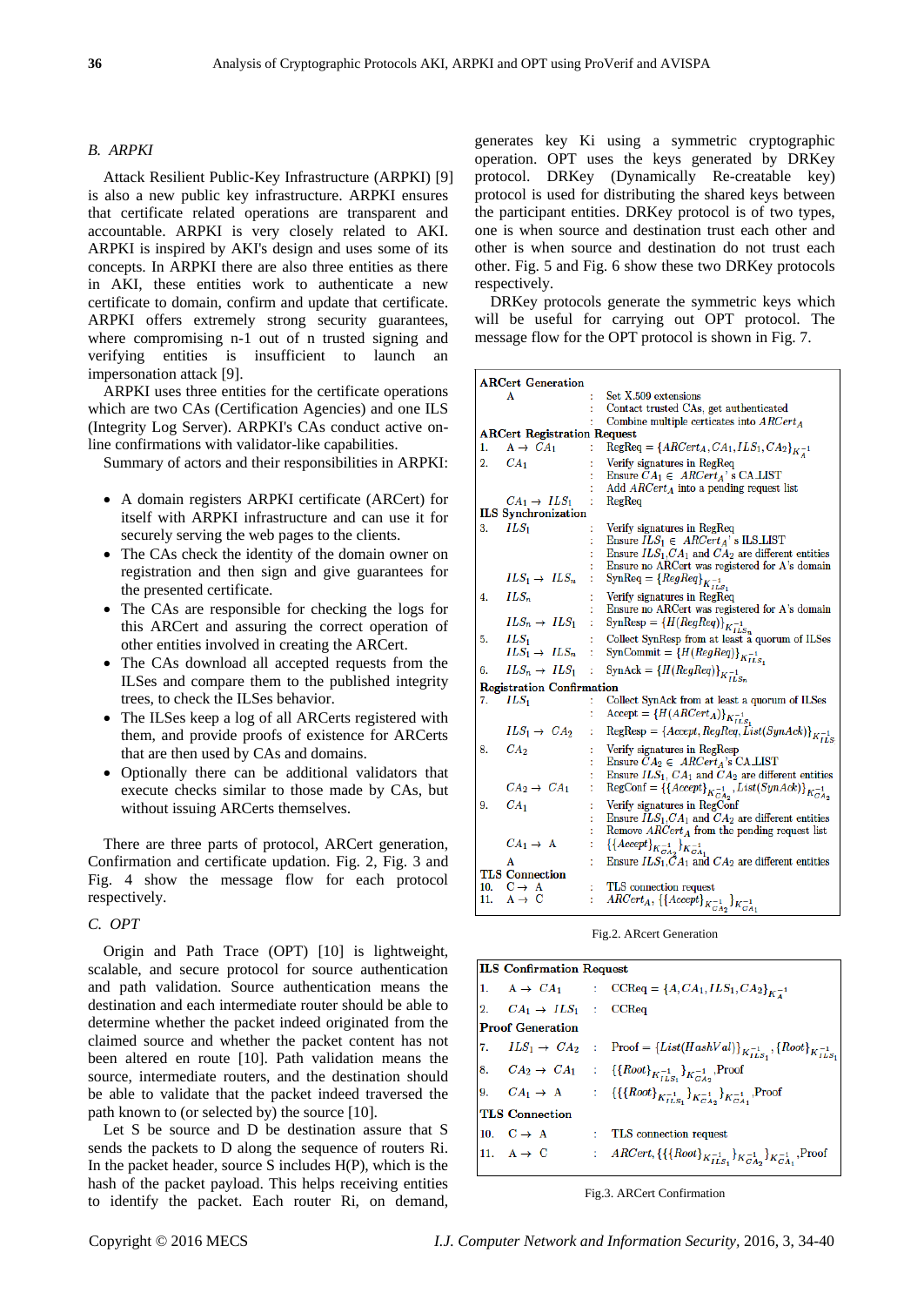## B. ARPKI

Attack Resilient Public-Key Infrastructure (ARPKI) [9] is also a new public key infrastructure. ARPKI ensures that certificate related operations are transparent and accountable. ARPKI is very closely related to AKI. ARPKI is inspired by AKI's design and uses some of its concepts. In ARPKI there are also three entities as there in AKI, these entities work to authenticate a new certificate to domain, confirm and update that certificate. ARPKI offers extremely strong security guarantees, where compromising n-1 out of n trusted signing and verifying entities is insufficient to launch an impersonation attack [9].

ARPKI uses three entities for the certificate operations which are two CAs (Certification Agencies) and one ILS (Integrity Log Server). ARPKI's CAs conduct active on-line confirmations with validator-like capabilities.

Summary of actors and their responsibilities in ARPKI:

- A domain registers ARPKI certificate (ARCert) for itself with ARPKI infrastructure and can use it for securely serving the web pages to the clients.
- The CAs check the identity of the domain owner on registration and then sign and give guarantees for the presented certificate.
- The CAs are responsible for checking the logs for this ARCert and assuring the correct operation of other entities involved in creating the ARCert.
- The CAs download all accepted requests from the ILSes and compare them to the published integrity trees, to check the ILSes behavior.
- The ILSes keep a log of all ARCerts registered with them, and provide proofs of existence for ARCerts that are then used by CAs and domains.
- Optionally there can be additional validators that execute checks similar to those made by CAs, but without issuing ARCerts themselves.

There are three parts of protocol, ARCert generation, Confirmation and certificate updation. Fig. 2, Fig. 3 and Fig. 4 show the message flow for each protocol respectively.

## C. OPT

Origin and Path Trace (OPT) [10] is lightweight, scalable, and secure protocol for source authentication and path validation. Source authentication means the destination and each intermediate router should be able to determine whether the packet indeed originated from the claimed source and whether the packet content has not been altered en route [10]. Path validation means the source, intermediate routers, and the destination should be able to validate that the packet indeed traversed the path known to (or selected by) the source [10].

Let S be source and D be destination assure that S sends the packets to D along the sequence of routers Ri. In the packet header, source S includes H(P), which is the hash of the packet payload. This helps receiving entities to identify the packet. Each router Ri, on demand, generates key Ki using a symmetric cryptographic operation. OPT uses the keys generated by DRKey protocol. DRKey (Dynamically Re-creatable key) protocol is used for distributing the shared keys between the participant entities. DRKey protocol is of two types, one is when source and destination trust each other and other is when source and destination do not trust each other. Fig. 5 and Fig. 6 show these two DRKey protocols respectively.

DRKey protocols generate the symmetric keys which will be useful for carrying out OPT protocol. The message flow for the OPT protocol is shown in Fig. 7.

**ARCert Generation**

| | | | |
|---|---|---|---|
| | A | : | Set X.509 extensions |
| | | : | Contact trusted CAs, get authenticated |
| | | : | Combine multiple certicates into $ARCert_A$ |
| **ARCert Registration Request** | | | |
| 1. | $A \rightarrow CA_1$ | : | $\text{RegReq} = \{ARCert_A, CA_1, ILS_1, CA_2\}_{K_A^{-1}}$ |
| 2. | $CA_1$ | : | Verify signatures in RegReq |
| | | : | Ensure $CA_1 \in ARCert_A$'s CA_LIST |
| | | : | Add $ARCert_A$ into a pending request list |
| | $CA_1 \rightarrow ILS_1$ | : | RegReq |
| **ILS Synchronization** | | | |
| 3. | $ILS_1$ | : | Verify signatures in RegReq |
| | | : | Ensure $ILS_1 \in ARCert_A$'s ILS_LIST |
| | | : | Ensure $ILS_1$, $CA_1$ and $CA_2$ are different entities |
| | | : | Ensure no ARCert was registered for A's domain |
| | $ILS_1 \rightarrow ILS_n$ | : | $\text{SynReq} = \{RegReq\}_{K_{ILS_1}^{-1}}$ |
| 4. | $ILS_n$ | : | Verify signatures in RegReq |
| | | : | Ensure no ARCert was registered for A's domain |
| | $ILS_n \rightarrow ILS_1$ | : | $\text{SynResp} = \{H(RegReq)\}_{K_{ILS_n}^{-1}}$ |
| 5. | $ILS_1$ | : | Collect SynResp from at least a quorum of ILSes |
| | $ILS_1 \rightarrow ILS_n$ | : | $\text{SynCommit} = \{H(RegReq)\}_{K_{ILS_1}^{-1}}$ |
| 6. | $ILS_n \rightarrow ILS_1$ | : | $\text{SynAck} = \{H(RegReq)\}_{K_{ILS_n}^{-1}}$ |
| **Registration Confirmation** | | | |
| 7. | $ILS_1$ | : | Collect SynAck from at least a quorum of ILSes |
| | | : | $\text{Accept} = \{H(ARCert_A)\}_{K_{ILS_1}^{-1}}$ |
| | $ILS_1 \rightarrow CA_2$ | : | $\text{RegResp} = \{Accept, RegReq, List(SynAck)\}_{K_{ILS}^{-1}}$ |
| 8. | $CA_2$ | : | Verify signatures in RegResp |
| | | : | Ensure $CA_2 \in ARCert_A$'s CA_LIST |
| | | : | Ensure $ILS_1$, $CA_1$ and $CA_2$ are different entities |
| | $CA_2 \rightarrow CA_1$ | : | $\text{RegConf} = \{\{Accept\}_{K_{CA_2}^{-1}}, List(SynAck)\}_{K_{CA_2}^{-1}}$ |
| 9. | $CA_1$ | : | Verify signatures in RegConf |
| | | : | Ensure $ILS_1$, $CA_1$ and $CA_2$ are different entities |
| | | : | Remove $ARCert_A$ from the pending request list |
| | $CA_1 \rightarrow A$ | : | $\{\{Accept\}_{K_{CA_2}^{-1}}\}_{K_{CA_1}^{-1}}$ |
| | A | : | Ensure $ILS_1$, $CA_1$ and $CA_2$ are different entities |
| **TLS Connection** | | | |
| 10. | $C \rightarrow A$ | : | TLS connection request |
| 11. | $A \rightarrow C$ | : | $ARCert_A, \{\{Accept\}_{K_{CA_2}^{-1}}\}_{K_{CA_1}^{-1}}$ |

Fig.2. ARCert Generation

**ILS Confirmation Request**

| | | | |
|---|---|---|---|
| 1. | $A \rightarrow CA_1$ | : | $\text{CCReq} = \{A, CA_1, ILS_1, CA_2\}_{K_A^{-1}}$ |
| 2. | $CA_1 \rightarrow ILS_1$ | : | CCReq |
| **Proof Generation** | | | |
| 7. | $ILS_1 \rightarrow CA_2$ | : | $\text{Proof} = \{List(HashVal)\}_{K_{ILS_1}^{-1}}, \{Root\}_{K_{ILS_1}^{-1}}$ |
| 8. | $CA_2 \rightarrow CA_1$ | : | $\{\{Root\}_{K_{ILS_1}^{-1}}\}_{K_{CA_2}^{-1}}$, Proof |
| 9. | $CA_1 \rightarrow A$ | : | $\{\{\{Root\}_{K_{ILS_1}^{-1}}\}_{K_{CA_2}^{-1}}\}_{K_{CA_1}^{-1}}$, Proof |
| **TLS Connection** | | | |
| 10. | $C \rightarrow A$ | : | TLS connection request |
| 11. | $A \rightarrow C$ | : | $ARCert, \{\{\{Root\}_{K_{ILS_1}^{-1}}\}_{K_{CA_2}^{-1}}\}_{K_{CA_1}^{-1}}$, Proof |

Fig.3. ARCert Confirmation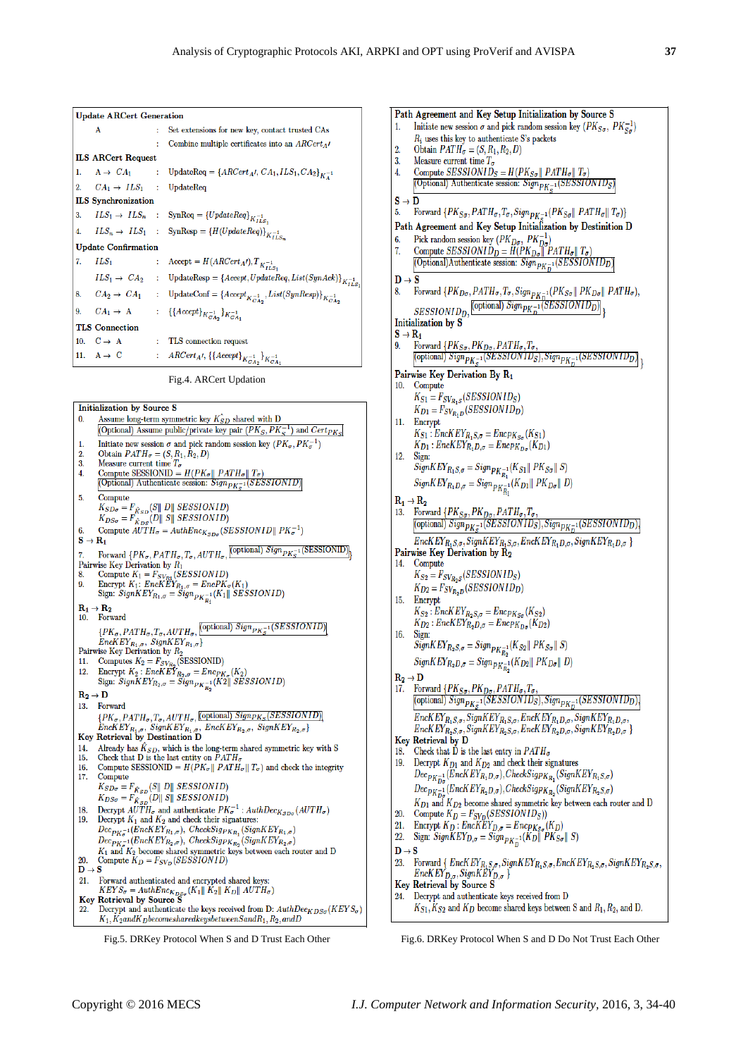**Update ARCert Generation**

| | | | |
|---|---|---|---|
| | A | : | Set extensions for new key, contact trusted CAs |
| | | : | Combine multiple certificates into an $ARCert_{A'}$ |

**ILS ARCert Request**

| | | | |
|---|---|---|---|
| 1. | $A \rightarrow CA_1$ | : | UpdateReq = $\{ARCert_{A'}, CA_1, ILS_1, CA_2\}_{K_A^{-1}}$ |
| 2. | $CA_1 \rightarrow ILS_1$ | : | UpdateReq |

**ILS Synchronization**

| | | | |
|---|---|---|---|
| 3. | $ILS_1 \rightarrow ILS_n$ | : | SynReq = $\{UpdateReq\}_{K_{ILS_1}^{-1}}$ |
| 4. | $ILS_n \rightarrow ILS_1$ | : | SynResp = $\{H(UpdateReq)\}_{K_{ILS_n}^{-1}}$ |

**Update Confirmation**

| | | | |
|---|---|---|---|
| 7. | $ILS_1$ | : | Accept = $H(ARCert_{A'}), T_{K_{ILS_1}^{-1}}$ |
| | $ILS_1 \rightarrow CA_2$ | : | UpdateResp = $\{Accept, UpdateReq, List(SynAck)\}_{K_{ILS_1}^{-1}}$ |
| 8. | $CA_2 \rightarrow CA_1$ | : | UpdateConf = $\{Accept_{K_{CA_2}^{-1}}, List(SynResp)\}_{K_{CA_2}^{-1}}$ |
| 9. | $CA_1 \rightarrow A$ | : | $\{\{Accept\}_{K_{CA_2}^{-1}}\}_{K_{CA_1}^{-1}}$ |

**TLS Connection**

| | | | |
|---|---|---|---|
| 10. | $C \rightarrow A$ | : | TLS connection request |
| 11. | $A \rightarrow C$ | : | $ARCert_{A'}$, $\{\{Accept\}_{K_{CA_2}^{-1}}\}_{K_{CA_1}^{-1}}$ |

Fig.4. ARCert Updation

---

**Initialization by Source S**

0. Assume long-term symmetric key $K_{SD}$ shared with D
   (Optional) Assume public/private key pair $(PK_S, PK_S^{-1})$ and $Cert_{PK_S}$
1. Initiate new session $\sigma$ and pick random session key $(PK_\sigma, PK_\sigma^{-1})$
2. Obtain $PATH_\sigma = (S, R_1, R_2, D)$
3. Measure current time $T_\sigma$
4. Compute SESSIONID $= H(PK_\sigma \| PATH_\sigma \| T_\sigma)$
   (Optional) Authenticate session: $Sign_{PK_S^{-1}}(SESSIONID)$
5. Compute
   $K_{SD\sigma} = F_{K_{SD}}(S \| D \|$ SESSIONID$)$
   $K_{DS\sigma} = F_{K_{DS}}(D \| S \|$ SESSIONID$)$
6. Compute $AUTH_\sigma = AuthEnc_{K_{SD\sigma}}$(SESSIONID$\| PK_\sigma^{-1})$

**S → R₁**

7. Forward $\{PK_\sigma, PATH_\sigma, T_\sigma, AUTH_\sigma$, (optional) $Sign_{PK_S^{-1}}$(SESSIONID)$\}$

**Pairwise Key Derivation by $R_1$**

8. Compute $K_1 = F_{SV_{R_1}}$(SESSIONID)
9. Encrypt $K_1$: $EncKEY_{R_1,\sigma} = EnePK_\sigma(K_1)$
   Sign: $SignKEY_{R_1,\sigma} = Sign_{PK_{R_1}^{-1}}(K_1 \|$ SESSIONID$)$

**$R_1 \rightarrow R_2$**

10. Forward
    $\{PK_\sigma, PATH_\sigma, T_\sigma, AUTH_\sigma$, (optional) $Sign_{PK_S^{-1}}$(SESSIONID)
    $EncKEY_{R_1,\sigma}$, $SignKEY_{R_1,\sigma}\}$

**Pairwise Key Derivation by $R_2$**

11. Computes $K_2 = F_{SV_{R_2}}$(SESSIONID)
12. Encrypt $K_2$ : $EncKEY_{R_2,\sigma} = Enc_{PK_\sigma}(K_2)$
    Sign: $SignKEY_{R_2,\sigma} = Sign_{PK_{R_2}^{-1}}(K2 \|$ SESSIONID$)$

**$R_2 \rightarrow D$**

13. Forward
    $\{PK_\sigma, PATH_\sigma, T_\sigma, AUTH_\sigma$, (optional) $Sign_{PK_S}$(SESSIONID)
    $EncKEY_{R_1,\sigma}$, $SignKEY_{R_1,\sigma}$, $EncKEY_{R_2,\sigma}$, $SignKEY_{R_2,\sigma}\}$

**Key Retrieval by Destination D**

14. Already has $K_{SD}$, which is the long-term shared symmetric key with S
15. Check that D is the last entity on $PATH_\sigma$
16. Compute SESSIONID $= H(PK_\sigma \| PATH_\sigma \| T_\sigma)$ and check the integrity
17. Compute
    $K_{SD\sigma} = F_{K_{SD}}(S \| D \|$ SESSIONID$)$
    $K_{DS\sigma} = F_{K_{SD}}(D \| S \|$ SESSIONID$)$
18. Decrypt $AUTH_\sigma$ and authenticate $PK_\sigma^{-1}$ : $AuthDec_{K_{SD\sigma}}(AUTH_\sigma)$
19. Decrypt $K_1$ and $K_2$ and check their signatures:
    $Dec_{PK_\sigma^{-1}}(EncKEY_{R_1,\sigma})$, $CheckSig_{PK_{R_1}}(SignKEY_{R_1,\sigma})$
    $Dec_{PK_\sigma^{-1}}(EncKEY_{R_2,\sigma})$, $CheckSig_{PK_{R_2}}(SignKEY_{R_2,\sigma})$
    $K_1$ and $K_2$ become shared symmetric keys between each router and D
20. Compute $K_D = F_{SV_D}$(SESSIONID)

**D → S**

21. Forward authenticated and encrypted shared keys:
    $KEYS_\sigma = AuthEnc_{K_{DS\sigma}}(K_1 \| K_2 \| K_D \| AUTH_\sigma)$

**Key Retrieval by Source S**

22. Decrypt and authenticate the keys received from D: $AuthDec_{K_{DS\sigma}}(KEYS_\sigma)$
    $K_1, K_2$ and $K_D$ become shared keys between S and $R_1, R_2$, and D

Fig.5. DRKey Protocol When S and D Trust Each Other

---

**Path Agreement and Key Setup Initialization by Source S**

1. Initiate new session $\sigma$ and pick random session key $(PK_{S\sigma}, PK_{S\sigma}^{-1})$
   $R_i$ uses this key to authenticate S's packets
2. Obtain $PATH_\sigma = (S, R_1, R_2, D)$
3. Measure current time $T_\sigma$
4. Compute $SESSIONID_S = H(PK_{S\sigma} \| PATH_\sigma \| T_\sigma)$
   (Optional) Authenticate session: $Sign_{PK_S^{-1}}(SESSIONID_S)$

**S → D**

5. Forward $\{PK_{S\sigma}, PATH_\sigma, T_\sigma, Sign_{PK_S^{-1}}(PK_{S\sigma} \| PATH_\sigma \| T_\sigma)\}$

**Path Agreement and Key Setup Initialization by Destination D**

6. Pick random session key $(PK_{D\sigma}, PK_{D\sigma}^{-1})$
7. Compute $SESSIONID_D = H(PK_{D\sigma} \| PATH_\sigma \| T_\sigma)$
   (Optional) Authenticate session: $Sign_{PK_D^{-1}}(SESSIONID_D)$

**D → S**

8. Forward $\{PK_{D\sigma}, PATH_\sigma, T_\sigma, Sign_{PK_D^{-1}}(PK_{S\sigma} \| PK_{D\sigma} \| PATH_\sigma)$,
   $SESSIONID_D$, (optional) $Sign_{PK_D^{-1}}(SESSIONID_D)\}$

**Initialization by S**

**S → R₁**

9. Forward $\{PK_{S\sigma}, PK_{D\sigma}, PATH_\sigma, T_\sigma$,
   (optional) $Sign_{PK_S^{-1}}(SESSIONID_S)$, $Sign_{PK_D^{-1}}(SESSIONID_D)\}$

**Pairwise Key Derivation By $R_1$**

10. Compute
    $K_{S1} = F_{SV_{R_1S}}(SESSIONID_S)$
    $K_{D1} = F_{SV_{R_1D}}(SESSIONID_D)$
11. Encrypt
    $K_{S1}$ : $EncKEY_{R_1S,\sigma} = Enc_{PK_{S\sigma}}(K_{S1})$
    $K_{D1}$ : $EncKEY_{R_1D,\sigma} = Enc_{PK_{D\sigma}}(K_{D1})$
12. Sign:
    $SignKEY_{R_1S,\sigma} = Sign_{PK_{R_1}^{-1}}(K_{S1} \| PK_{S\sigma} \| S)$
    $SignKEY_{R_1D,\sigma} = Sign_{PK_{R_1}^{-1}}(K_{D1} \| PK_{D\sigma} \| D)$

**$R_1 \rightarrow R_2$**

13. Forward $\{PK_{S\sigma}, PK_{D\sigma}, PATH_\sigma, T_\sigma$,
    (optional) $Sign_{PK_S^{-1}}(SESSIONID_S)$, $Sign_{PK_D^{-1}}(SESSIONID_D)$,
    $EncKEY_{R_1S,\sigma}$, $SignKEY_{R_1S,\sigma}$, $EncKEY_{R_1D,\sigma}$, $SignKEY_{R_1D,\sigma}\}$

**Pairwise Key Derivation By $R_2$**

14. Compute
    $K_{S2} = F_{SV_{R_2S}}(SESSIONID_S)$
    $K_{D2} = F_{SV_{R_2D}}(SESSIONID_D)$
15. Encrypt
    $K_{S2}$ : $EncKEY_{R_2S,\sigma} = Enc_{PK_{S\sigma}}(K_{S2})$
    $K_{D2}$ : $EncKEY_{R_2D,\sigma} = Enc_{PK_{D\sigma}}(K_{D2})$
16. Sign:
    $SignKEY_{R_2S,\sigma} = Sign_{PK_{R_2}^{-1}}(K_{S2} \| PK_{S\sigma} \| S)$
    $SignKEY_{R_2D,\sigma} = Sign_{PK_{R_2}^{-1}}(K_{D2} \| PK_{D\sigma} \| D)$

**$R_2 \rightarrow D$**

17. Forward $\{PK_{S\sigma}, PK_{D\sigma}, PATH_\sigma, T_\sigma$,
    (optional) $Sign_{PK_S^{-1}}(SESSIONID_S)$, $Sign_{PK_D^{-1}}(SESSIONID_D)$,
    $EncKEY_{R_1S,\sigma}$, $SignKEY_{R_1S,\sigma}$, $EncKEY_{R_1D,\sigma}$, $SignKEY_{R_1D,\sigma}$,
    $EncKEY_{R_2S,\sigma}$, $SignKEY_{R_2S,\sigma}$, $EncKEY_{R_2D,\sigma}$, $SignKEY_{R_2D,\sigma}\}$

**Key Retrieval by D**

18. Check that D is the last entity in $PATH_\sigma$
19. Decrypt $K_{D1}$ and $K_{D2}$ and check their signatures
    $Dec_{PK_{D\sigma}^{-1}}(EncKEY_{R_1D,\sigma})$, $CheckSig_{PK_{R_1}}(SignKEY_{R_1D,\sigma})$
    $Dec_{PK_{D\sigma}^{-1}}(EncKEY_{R_2D,\sigma})$, $CheckSig_{PK_{R_2}}(SignKEY_{R_2S,\sigma})$
    $K_{D1}$ and $K_{D2}$ become shared symmetric key between each router and D
20. Compute $K_D = F_{SV_D}(SESSIONID_S)$
21. Encrypt $K_D$ : $EncKEY_{D,\sigma} = Enc_{PK_{S\sigma}}(K_D)$
22. Sign: $SignKEY_{D,\sigma} = Sign_{PK_D^{-1}}(K_D \| PK_{S\sigma} \| S)$

**D → S**

23. Forward $\{EncKEY_{R_1S,\sigma}$, $SignKEY_{R_1S,\sigma}$, $EncKEY_{R_2S,\sigma}$, $SignKEY_{R_2S,\sigma}$,
    $EncKEY_{D,\sigma}$, $SignKEY_{D,\sigma}\}$

**Key Retrieval by Source S**

24. Decrypt and authenticate keys received from D
    $K_{S1}$, $K_{S2}$ and $K_D$ become shared keys between S and $R_1$, $R_2$, and D.

Fig.6. DRKey Protocol When S and D Do Not Trust Each Other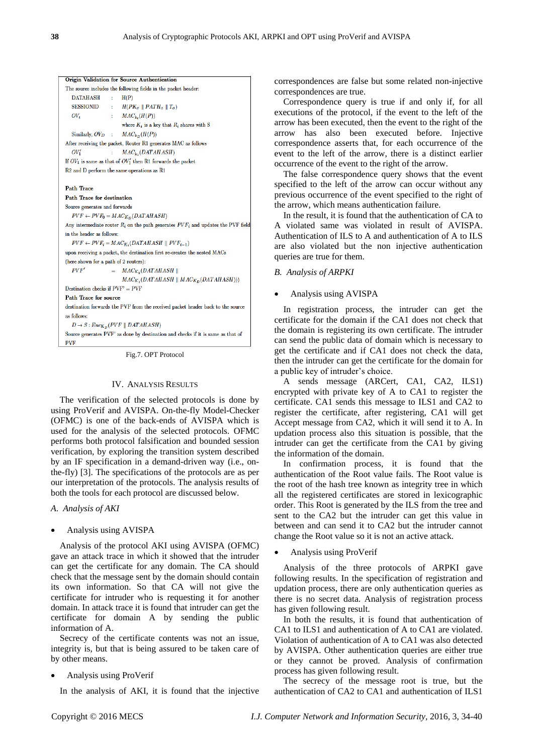**Origin Validation for Source Authentication**

The source includes the following fields in the packet header:

DATAHASH : $H(P)$

SESSIONID : $H(PK_{\sigma} \parallel PATH_{\sigma} \parallel T_{\sigma})$

$OV_i$ : $MAC_{K_i}(H(P))$

where $K_i$ is a key that $R_i$ shares with S

Similarly, $OV_D$ : $MAC_{K_D}(H(P))$

After receiving the packet, Router R1 generates MAC as follows

$OV_1'$ : $MAC_{k_1}(DATAHASH)$

If $OV_1$ is same as that of $OV_1'$ then R1 forwards the packet

R2 and D perform the same operations as R1

**Path Trace**

**Path Trace for destination**

Source generates and forwards

$PVF \leftarrow PVF_0 = MAC_{K_D}(DATAHASH)$

Any intermediate router $R_i$ on the path generates $PVF_i$ and updates the PVF field in the header as follows:

$PVF \leftarrow PVF_i = MAC_{K_i}(DATAHASH \parallel PVF_{i-1})$

upon receiving a packet, the destination first re-creates the nested MACs (here shown for a path of 2 routers):

$PVF' = MAC_{K_2}(DATAHASH \parallel MAC_{K_1}(DATAHASH \parallel MAC_{K_D}(DATAHASH)))$

Destination checks if PVF' = PVF

**Path Trace for source**

destination forwards the PVF from the received packet header back to the source as follows:

$D \rightarrow S : Enc_{K_D}(PVF \parallel DATAHASH)$

Source generates PVF' as done by destination and checks if it is same as that of PVF

Fig.7. OPT Protocol

## IV. Analysis Results

The verification of the selected protocols is done by using ProVerif and AVISPA. On-the-fly Model-Checker (OFMC) is one of the back-ends of AVISPA which is used for the analysis of the selected protocols. OFMC performs both protocol falsification and bounded session verification, by exploring the transition system described by an IF specification in a demand-driven way (i.e., on-the-fly) [3]. The specifications of the protocols are as per our interpretation of the protocols. The analysis results of both the tools for each protocol are discussed below.

### *A. Analysis of AKI*

- Analysis using AVISPA

Analysis of the protocol AKI using AVISPA (OFMC) gave an attack trace in which it showed that the intruder can get the certificate for any domain. The CA should check that the message sent by the domain should contain its own information. So that CA will not give the certificate for intruder who is requesting it for another domain. In attack trace it is found that intruder can get the certificate for domain A by sending the public information of A.

Secrecy of the certificate contents was not an issue, integrity is, but that is being assured to be taken care of by other means.

- Analysis using ProVerif

In the analysis of AKI, it is found that the injective correspondences are false but some related non-injective correspondences are true.

Correspondence query is true if and only if, for all executions of the protocol, if the event to the left of the arrow has been executed, then the event to the right of the arrow has also been executed before. Injective correspondence asserts that, for each occurrence of the event to the left of the arrow, there is a distinct earlier occurrence of the event to the right of the arrow.

The false correspondence query shows that the event specified to the left of the arrow can occur without any previous occurrence of the event specified to the right of the arrow, which means authentication failure.

In the result, it is found that the authentication of CA to A violated same was violated in result of AVISPA. Authentication of ILS to A and authentication of A to ILS are also violated but the non injective authentication queries are true for them.

### *B. Analysis of ARPKI*

- Analysis using AVISPA

In registration process, the intruder can get the certificate for the domain if the CA1 does not check that the domain is registering its own certificate. The intruder can send the public data of domain which is necessary to get the certificate and if CA1 does not check the data, then the intruder can get the certificate for the domain for a public key of intruder's choice.

A sends message (ARCert, CA1, CA2, ILS1) encrypted with private key of A to CA1 to register the certificate. CA1 sends this message to ILS1 and CA2 to register the certificate, after registering, CA1 will get Accept message from CA2, which it will send it to A. In updation process also this situation is possible, that the intruder can get the certificate from the CA1 by giving the information of the domain.

In confirmation process, it is found that the authentication of the Root value fails. The Root value is the root of the hash tree known as integrity tree in which all the registered certificates are stored in lexicographic order. This Root is generated by the ILS from the tree and sent to the CA2 but the intruder can get this value in between and can send it to CA2 but the intruder cannot change the Root value so it is not an active attack.

- Analysis using ProVerif

Analysis of the three protocols of ARPKI gave following results. In the specification of registration and updation process, there are only authentication queries as there is no secret data. Analysis of registration process has given following result.

In both the results, it is found that authentication of CA1 to ILS1 and authentication of A to CA1 are violated. Violation of authentication of A to CA1 was also detected by AVISPA. Other authentication queries are either true or they cannot be proved. Analysis of confirmation process has given following result.

The secrecy of the message root is true, but the authentication of CA2 to CA1 and authentication of ILS1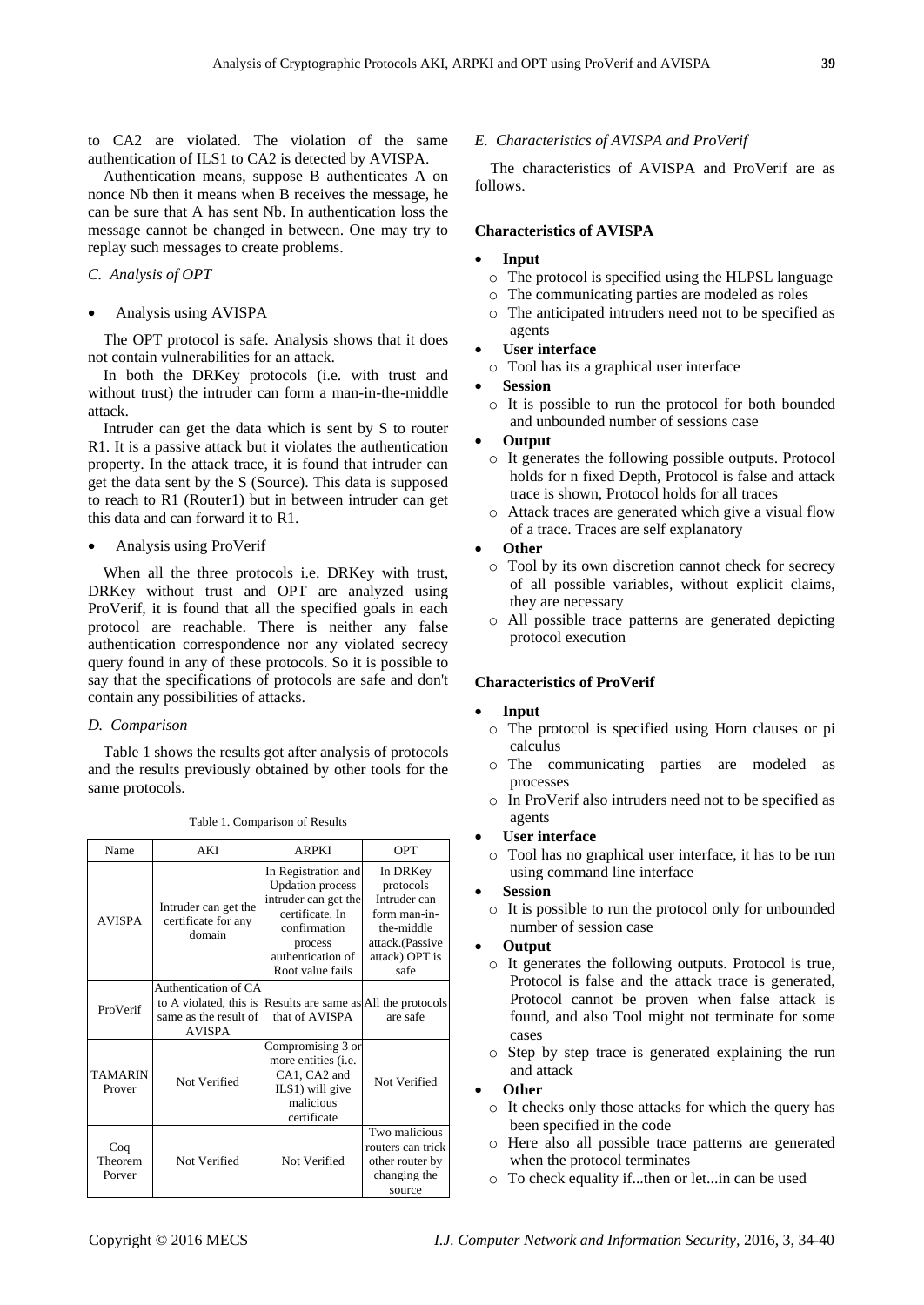to CA2 are violated. The violation of the same authentication of ILS1 to CA2 is detected by AVISPA.

Authentication means, suppose B authenticates A on nonce Nb then it means when B receives the message, he can be sure that A has sent Nb. In authentication loss the message cannot be changed in between. One may try to replay such messages to create problems.

### *C. Analysis of OPT*

- Analysis using AVISPA

The OPT protocol is safe. Analysis shows that it does not contain vulnerabilities for an attack.

In both the DRKey protocols (i.e. with trust and without trust) the intruder can form a man-in-the-middle attack.

Intruder can get the data which is sent by S to router R1. It is a passive attack but it violates the authentication property. In the attack trace, it is found that intruder can get the data sent by the S (Source). This data is supposed to reach to R1 (Router1) but in between intruder can get this data and can forward it to R1.

- Analysis using ProVerif

When all the three protocols i.e. DRKey with trust, DRKey without trust and OPT are analyzed using ProVerif, it is found that all the specified goals in each protocol are reachable. There is neither any false authentication correspondence nor any violated secrecy query found in any of these protocols. So it is possible to say that the specifications of protocols are safe and don't contain any possibilities of attacks.

### *D. Comparison*

Table 1 shows the results got after analysis of protocols and the results previously obtained by other tools for the same protocols.

Table 1. Comparison of Results

| Name | AKI | ARPKI | OPT |
|---|---|---|---|
| AVISPA | Intruder can get the certificate for any domain | In Registration and Updation process intruder can get the certificate. In confirmation process authentication of Root value fails | In DRKey protocols Intruder can form man-in-the-middle attack.(Passive attack) OPT is safe |
| ProVerif | Authentication of CA to A violated, this is same as the result of AVISPA | Results are same as that of AVISPA | All the protocols are safe |
| TAMARIN Prover | Not Verified | Compromising 3 or more entities (i.e. CA1, CA2 and ILS1) will give malicious certificate | Not Verified |
| Coq Theorem Porver | Not Verified | Not Verified | Two malicious routers can trick other router by changing the source |

### *E. Characteristics of AVISPA and ProVerif*

The characteristics of AVISPA and ProVerif are as follows.

**Characteristics of AVISPA**

- **Input**
  - The protocol is specified using the HLPSL language
  - The communicating parties are modeled as roles
  - The anticipated intruders need not to be specified as agents
- **User interface**
  - Tool has its a graphical user interface
- **Session**
  - It is possible to run the protocol for both bounded and unbounded number of sessions case
- **Output**
  - It generates the following possible outputs. Protocol holds for n fixed Depth, Protocol is false and attack trace is shown, Protocol holds for all traces
  - Attack traces are generated which give a visual flow of a trace. Traces are self explanatory
- **Other**
  - Tool by its own discretion cannot check for secrecy of all possible variables, without explicit claims, they are necessary
  - All possible trace patterns are generated depicting protocol execution

**Characteristics of ProVerif**

- **Input**
  - The protocol is specified using Horn clauses or pi calculus
  - The communicating parties are modeled as processes
  - In ProVerif also intruders need not to be specified as agents
- **User interface**
  - Tool has no graphical user interface, it has to be run using command line interface
- **Session**
  - It is possible to run the protocol only for unbounded number of session case
- **Output**
  - It generates the following outputs. Protocol is true, Protocol is false and the attack trace is generated, Protocol cannot be proven when false attack is found, and also Tool might not terminate for some cases
  - Step by step trace is generated explaining the run and attack
- **Other**
  - It checks only those attacks for which the query has been specified in the code
  - Here also all possible trace patterns are generated when the protocol terminates
  - To check equality if...then or let...in can be used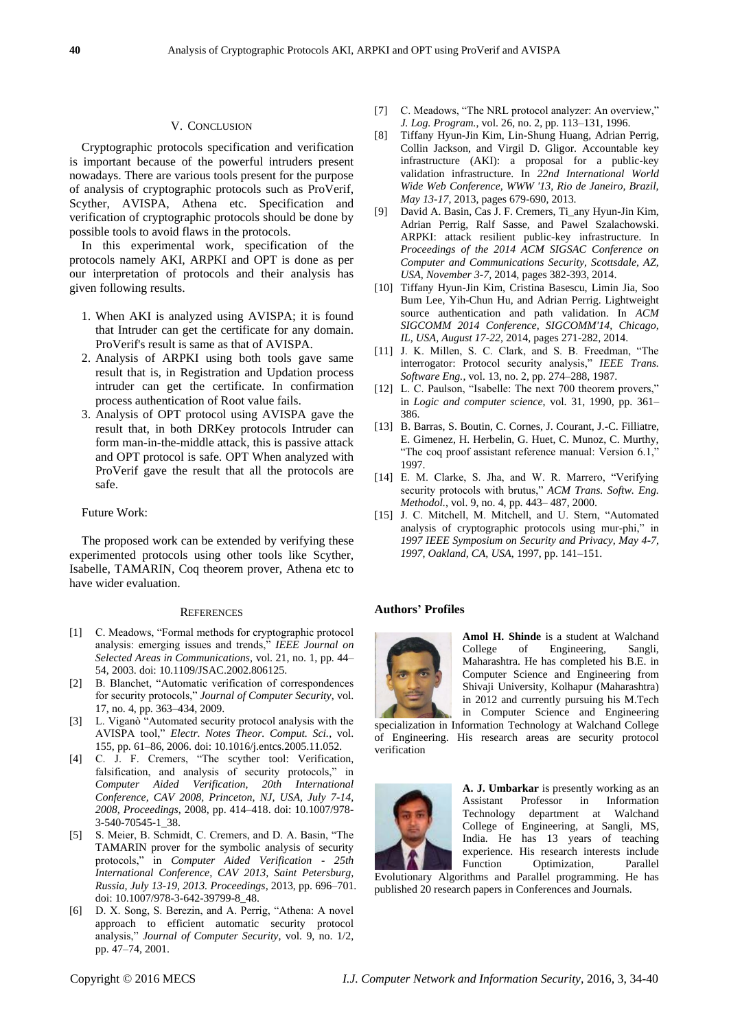## V. Conclusion

Cryptographic protocols specification and verification is important because of the powerful intruders present nowadays. There are various tools present for the purpose of analysis of cryptographic protocols such as ProVerif, Scyther, AVISPA, Athena etc. Specification and verification of cryptographic protocols should be done by possible tools to avoid flaws in the protocols.

In this experimental work, specification of the protocols namely AKI, ARPKI and OPT is done as per our interpretation of protocols and their analysis has given following results.

1. When AKI is analyzed using AVISPA; it is found that Intruder can get the certificate for any domain. ProVerif's result is same as that of AVISPA.
2. Analysis of ARPKI using both tools gave same result that is, in Registration and Updation process intruder can get the certificate. In confirmation process authentication of Root value fails.
3. Analysis of OPT protocol using AVISPA gave the result that, in both DRKey protocols Intruder can form man-in-the-middle attack, this is passive attack and OPT protocol is safe. OPT When analyzed with ProVerif gave the result that all the protocols are safe.

Future Work:

The proposed work can be extended by verifying these experimented protocols using other tools like Scyther, Isabelle, TAMARIN, Coq theorem prover, Athena etc to have wider evaluation.

## References

[1] C. Meadows, "Formal methods for cryptographic protocol analysis: emerging issues and trends," *IEEE Journal on Selected Areas in Communications*, vol. 21, no. 1, pp. 44–54, 2003. doi: 10.1109/JSAC.2002.806125.

[2] B. Blanchet, "Automatic verification of correspondences for security protocols," *Journal of Computer Security*, vol. 17, no. 4, pp. 363–434, 2009.

[3] L. Viganò "Automated security protocol analysis with the AVISPA tool," *Electr. Notes Theor. Comput. Sci.*, vol. 155, pp. 61–86, 2006. doi: 10.1016/j.entcs.2005.11.052.

[4] C. J. F. Cremers, "The scyther tool: Verification, falsification, and analysis of security protocols," in *Computer Aided Verification, 20th International Conference, CAV 2008, Princeton, NJ, USA, July 7-14, 2008, Proceedings*, 2008, pp. 414–418. doi: 10.1007/978-3-540-70545-1_38.

[5] S. Meier, B. Schmidt, C. Cremers, and D. A. Basin, "The TAMARIN prover for the symbolic analysis of security protocols," in *Computer Aided Verification - 25th International Conference, CAV 2013, Saint Petersburg, Russia, July 13-19, 2013. Proceedings*, 2013, pp. 696–701. doi: 10.1007/978-3-642-39799-8_48.

[6] D. X. Song, S. Berezin, and A. Perrig, "Athena: A novel approach to efficient automatic security protocol analysis," *Journal of Computer Security*, vol. 9, no. 1/2, pp. 47–74, 2001.

[7] C. Meadows, "The NRL protocol analyzer: An overview," *J. Log. Program.*, vol. 26, no. 2, pp. 113–131, 1996.

[8] Tiffany Hyun-Jin Kim, Lin-Shung Huang, Adrian Perrig, Collin Jackson, and Virgil D. Gligor. Accountable key infrastructure (AKI): a proposal for a public-key validation infrastructure. In *22nd International World Wide Web Conference, WWW '13, Rio de Janeiro, Brazil, May 13-17*, 2013, pages 679-690, 2013.

[9] David A. Basin, Cas J. F. Cremers, Ti_any Hyun-Jin Kim, Adrian Perrig, Ralf Sasse, and Pawel Szalachowski. ARPKI: attack resilient public-key infrastructure. In *Proceedings of the 2014 ACM SIGSAC Conference on Computer and Communications Security, Scottsdale, AZ, USA, November 3-7*, 2014, pages 382-393, 2014.

[10] Tiffany Hyun-Jin Kim, Cristina Basescu, Limin Jia, Soo Bum Lee, Yih-Chun Hu, and Adrian Perrig. Lightweight source authentication and path validation. In *ACM SIGCOMM 2014 Conference, SIGCOMM'14, Chicago, IL, USA, August 17-22*, 2014, pages 271-282, 2014.

[11] J. K. Millen, S. C. Clark, and S. B. Freedman, "The interrogator: Protocol security analysis," *IEEE Trans. Software Eng.*, vol. 13, no. 2, pp. 274–288, 1987.

[12] L. C. Paulson, "Isabelle: The next 700 theorem provers," in *Logic and computer science*, vol. 31, 1990, pp. 361–386.

[13] B. Barras, S. Boutin, C. Cornes, J. Courant, J.-C. Filliatre, E. Gimenez, H. Herbelin, G. Huet, C. Munoz, C. Murthy, "The coq proof assistant reference manual: Version 6.1," 1997.

[14] E. M. Clarke, S. Jha, and W. R. Marrero, "Verifying security protocols with brutus," *ACM Trans. Softw. Eng. Methodol.*, vol. 9, no. 4, pp. 443– 487, 2000.

[15] J. C. Mitchell, M. Mitchell, and U. Stern, "Automated analysis of cryptographic protocols using mur-phi," in *1997 IEEE Symposium on Security and Privacy, May 4-7, 1997, Oakland, CA, USA*, 1997, pp. 141–151.

## Authors' Profiles

**Amol H. Shinde** is a student at Walchand College of Engineering, Sangli, Maharashtra. He has completed his B.E. in Computer Science and Engineering from Shivaji University, Kolhapur (Maharashtra) in 2012 and currently pursuing his M.Tech in Computer Science and Engineering specialization in Information Technology at Walchand College of Engineering. His research areas are security protocol verification

**A. J. Umbarkar** is presently working as an Assistant Professor in Information Technology department at Walchand College of Engineering, at Sangli, MS, India. He has 13 years of teaching experience. His research interests include Function Optimization, Parallel Evolutionary Algorithms and Parallel programming. He has published 20 research papers in Conferences and Journals.